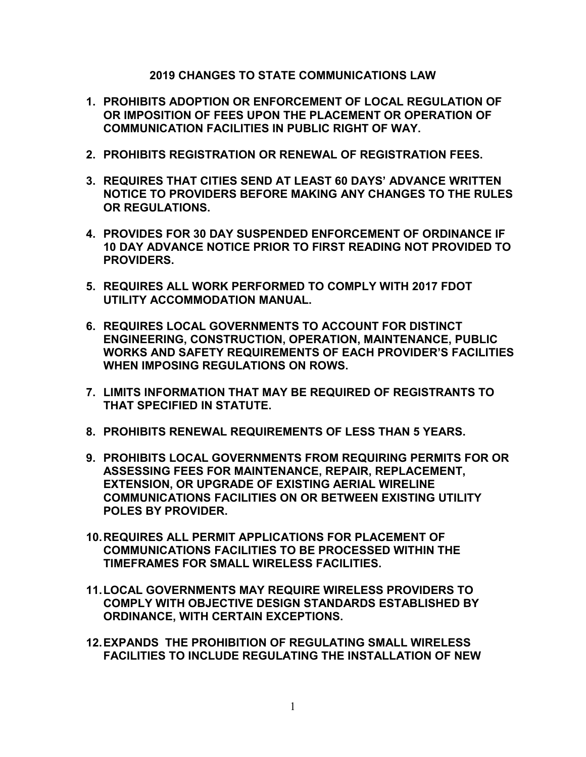**2019 CHANGES TO STATE COMMUNICATIONS LAW**

1. **PROHIBITS ADOPTION OR ENFORCEMENT OF LOCAL REGULATION OF OR IMPOSITION OF FEES UPON THE PLACEMENT OR OPERATION OF COMMUNICATION FACILITIES IN PUBLIC RIGHT OF WAY.**

2. **PROHIBITS REGISTRATION OR RENEWAL OF REGISTRATION FEES.**

3. **REQUIRES THAT CITIES SEND AT LEAST 60 DAYS' ADVANCE WRITTEN NOTICE TO PROVIDERS BEFORE MAKING ANY CHANGES TO THE RULES OR REGULATIONS.**

4. **PROVIDES FOR 30 DAY SUSPENDED ENFORCEMENT OF ORDINANCE IF 10 DAY ADVANCE NOTICE PRIOR TO FIRST READING NOT PROVIDED TO PROVIDERS.**

5. **REQUIRES ALL WORK PERFORMED TO COMPLY WITH 2017 FDOT UTILITY ACCOMMODATION MANUAL.**

6. **REQUIRES LOCAL GOVERNMENTS TO ACCOUNT FOR DISTINCT ENGINEERING, CONSTRUCTION, OPERATION, MAINTENANCE, PUBLIC WORKS AND SAFETY REQUIREMENTS OF EACH PROVIDER'S FACILITIES WHEN IMPOSING REGULATIONS ON ROWS.**

7. **LIMITS INFORMATION THAT MAY BE REQUIRED OF REGISTRANTS TO THAT SPECIFIED IN STATUTE.**

8. **PROHIBITS RENEWAL REQUIREMENTS OF LESS THAN 5 YEARS.**

9. **PROHIBITS LOCAL GOVERNMENTS FROM REQUIRING PERMITS FOR OR ASSESSING FEES FOR MAINTENANCE, REPAIR, REPLACEMENT, EXTENSION, OR UPGRADE OF EXISTING AERIAL WIRELINE COMMUNICATIONS FACILITIES ON OR BETWEEN EXISTING UTILITY POLES BY PROVIDER.**

10. **REQUIRES ALL PERMIT APPLICATIONS FOR PLACEMENT OF COMMUNICATIONS FACILITIES TO BE PROCESSED WITHIN THE TIMEFRAMES FOR SMALL WIRELESS FACILITIES.**

11. **LOCAL GOVERNMENTS MAY REQUIRE WIRELESS PROVIDERS TO COMPLY WITH OBJECTIVE DESIGN STANDARDS ESTABLISHED BY ORDINANCE, WITH CERTAIN EXCEPTIONS.**

12. **EXPANDS THE PROHIBITION OF REGULATING SMALL WIRELESS FACILITIES TO INCLUDE REGULATING THE INSTALLATION OF NEW**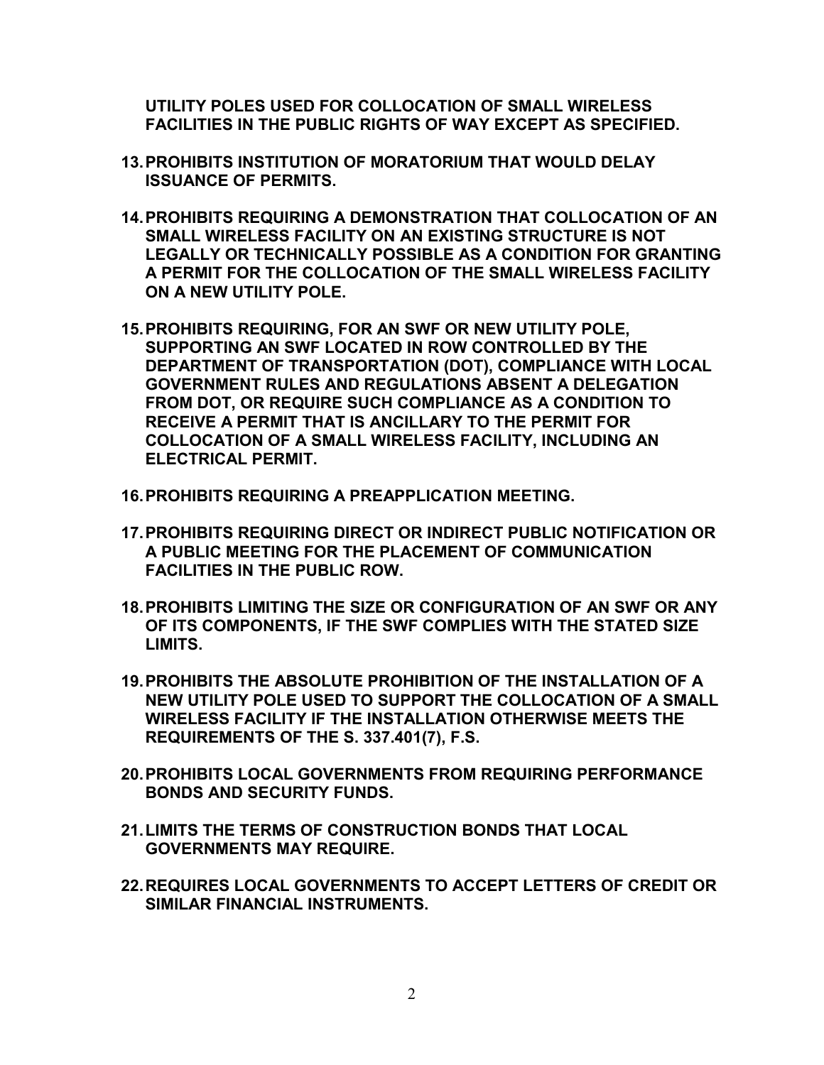**UTILITY POLES USED FOR COLLOCATION OF SMALL WIRELESS FACILITIES IN THE PUBLIC RIGHTS OF WAY EXCEPT AS SPECIFIED.**

13. **PROHIBITS INSTITUTION OF MORATORIUM THAT WOULD DELAY ISSUANCE OF PERMITS.**

14. **PROHIBITS REQUIRING A DEMONSTRATION THAT COLLOCATION OF AN SMALL WIRELESS FACILITY ON AN EXISTING STRUCTURE IS NOT LEGALLY OR TECHNICALLY POSSIBLE AS A CONDITION FOR GRANTING A PERMIT FOR THE COLLOCATION OF THE SMALL WIRELESS FACILITY ON A NEW UTILITY POLE.**

15. **PROHIBITS REQUIRING, FOR AN SWF OR NEW UTILITY POLE, SUPPORTING AN SWF LOCATED IN ROW CONTROLLED BY THE DEPARTMENT OF TRANSPORTATION (DOT), COMPLIANCE WITH LOCAL GOVERNMENT RULES AND REGULATIONS ABSENT A DELEGATION FROM DOT, OR REQUIRE SUCH COMPLIANCE AS A CONDITION TO RECEIVE A PERMIT THAT IS ANCILLARY TO THE PERMIT FOR COLLOCATION OF A SMALL WIRELESS FACILITY, INCLUDING AN ELECTRICAL PERMIT.**

16. **PROHIBITS REQUIRING A PREAPPLICATION MEETING.**

17. **PROHIBITS REQUIRING DIRECT OR INDIRECT PUBLIC NOTIFICATION OR A PUBLIC MEETING FOR THE PLACEMENT OF COMMUNICATION FACILITIES IN THE PUBLIC ROW.**

18. **PROHIBITS LIMITING THE SIZE OR CONFIGURATION OF AN SWF OR ANY OF ITS COMPONENTS, IF THE SWF COMPLIES WITH THE STATED SIZE LIMITS.**

19. **PROHIBITS THE ABSOLUTE PROHIBITION OF THE INSTALLATION OF A NEW UTILITY POLE USED TO SUPPORT THE COLLOCATION OF A SMALL WIRELESS FACILITY IF THE INSTALLATION OTHERWISE MEETS THE REQUIREMENTS OF THE S. 337.401(7), F.S.**

20. **PROHIBITS LOCAL GOVERNMENTS FROM REQUIRING PERFORMANCE BONDS AND SECURITY FUNDS.**

21. **LIMITS THE TERMS OF CONSTRUCTION BONDS THAT LOCAL GOVERNMENTS MAY REQUIRE.**

22. **REQUIRES LOCAL GOVERNMENTS TO ACCEPT LETTERS OF CREDIT OR SIMILAR FINANCIAL INSTRUMENTS.**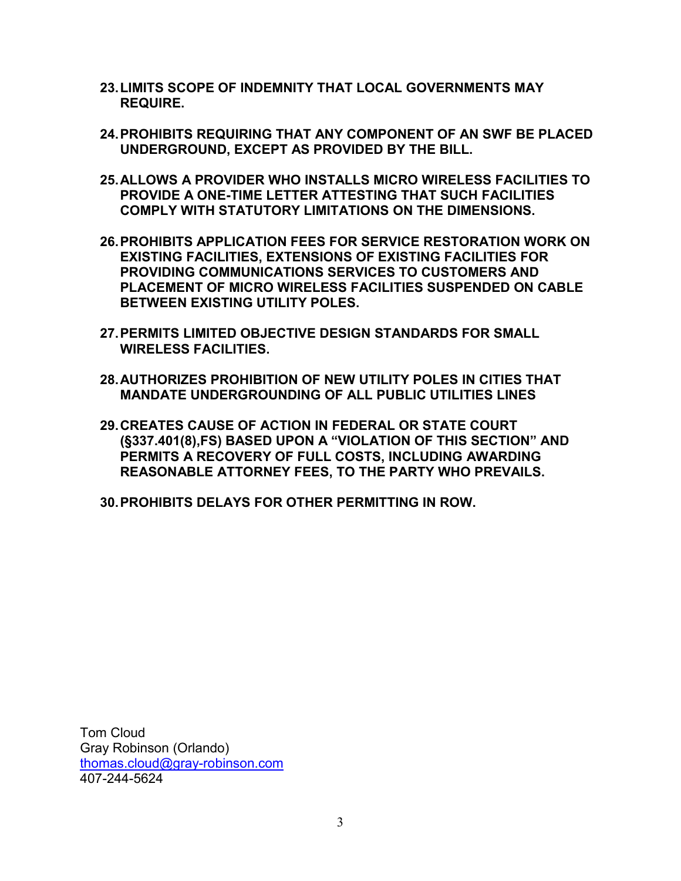23. **LIMITS SCOPE OF INDEMNITY THAT LOCAL GOVERNMENTS MAY REQUIRE.**

24. **PROHIBITS REQUIRING THAT ANY COMPONENT OF AN SWF BE PLACED UNDERGROUND, EXCEPT AS PROVIDED BY THE BILL.**

25. **ALLOWS A PROVIDER WHO INSTALLS MICRO WIRELESS FACILITIES TO PROVIDE A ONE-TIME LETTER ATTESTING THAT SUCH FACILITIES COMPLY WITH STATUTORY LIMITATIONS ON THE DIMENSIONS.**

26. **PROHIBITS APPLICATION FEES FOR SERVICE RESTORATION WORK ON EXISTING FACILITIES, EXTENSIONS OF EXISTING FACILITIES FOR PROVIDING COMMUNICATIONS SERVICES TO CUSTOMERS AND PLACEMENT OF MICRO WIRELESS FACILITIES SUSPENDED ON CABLE BETWEEN EXISTING UTILITY POLES.**

27. **PERMITS LIMITED OBJECTIVE DESIGN STANDARDS FOR SMALL WIRELESS FACILITIES.**

28. **AUTHORIZES PROHIBITION OF NEW UTILITY POLES IN CITIES THAT MANDATE UNDERGROUNDING OF ALL PUBLIC UTILITIES LINES**

29. **CREATES CAUSE OF ACTION IN FEDERAL OR STATE COURT (§337.401(8),FS) BASED UPON A "VIOLATION OF THIS SECTION" AND PERMITS A RECOVERY OF FULL COSTS, INCLUDING AWARDING REASONABLE ATTORNEY FEES, TO THE PARTY WHO PREVAILS.**

30. **PROHIBITS DELAYS FOR OTHER PERMITTING IN ROW.**

Tom Cloud
Gray Robinson (Orlando)
thomas.cloud@gray-robinson.com
407-244-5624